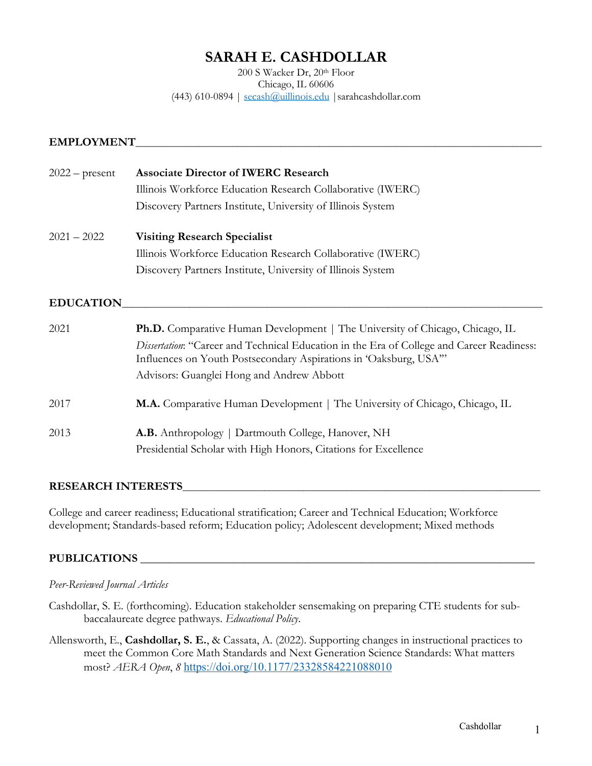# SARAH E. CASHDOLLAR

200 S Wacker Dr, 20th Floor
Chicago, IL 60606
(443) 610-0894 | secash@uillinois.edu | sarahcashdollar.com

## EMPLOYMENT

2022 – present **Associate Director of IWERC Research**
Illinois Workforce Education Research Collaborative (IWERC)
Discovery Partners Institute, University of Illinois System

2021 – 2022 **Visiting Research Specialist**
Illinois Workforce Education Research Collaborative (IWERC)
Discovery Partners Institute, University of Illinois System

## EDUCATION

2021 **Ph.D.** Comparative Human Development | The University of Chicago, Chicago, IL
*Dissertation*: "Career and Technical Education in the Era of College and Career Readiness: Influences on Youth Postsecondary Aspirations in 'Oaksburg, USA'"
Advisors: Guanglei Hong and Andrew Abbott

2017 **M.A.** Comparative Human Development | The University of Chicago, Chicago, IL

2013 **A.B.** Anthropology | Dartmouth College, Hanover, NH
Presidential Scholar with High Honors, Citations for Excellence

## RESEARCH INTERESTS

College and career readiness; Educational stratification; Career and Technical Education; Workforce development; Standards-based reform; Education policy; Adolescent development; Mixed methods

## PUBLICATIONS

*Peer-Reviewed Journal Articles*

Cashdollar, S. E. (forthcoming). Education stakeholder sensemaking on preparing CTE students for sub-baccalaureate degree pathways. *Educational Policy*.

Allensworth, E., **Cashdollar, S. E.**, & Cassata, A. (2022). Supporting changes in instructional practices to meet the Common Core Math Standards and Next Generation Science Standards: What matters most? *AERA Open*, *8* https://doi.org/10.1177/23328584221088010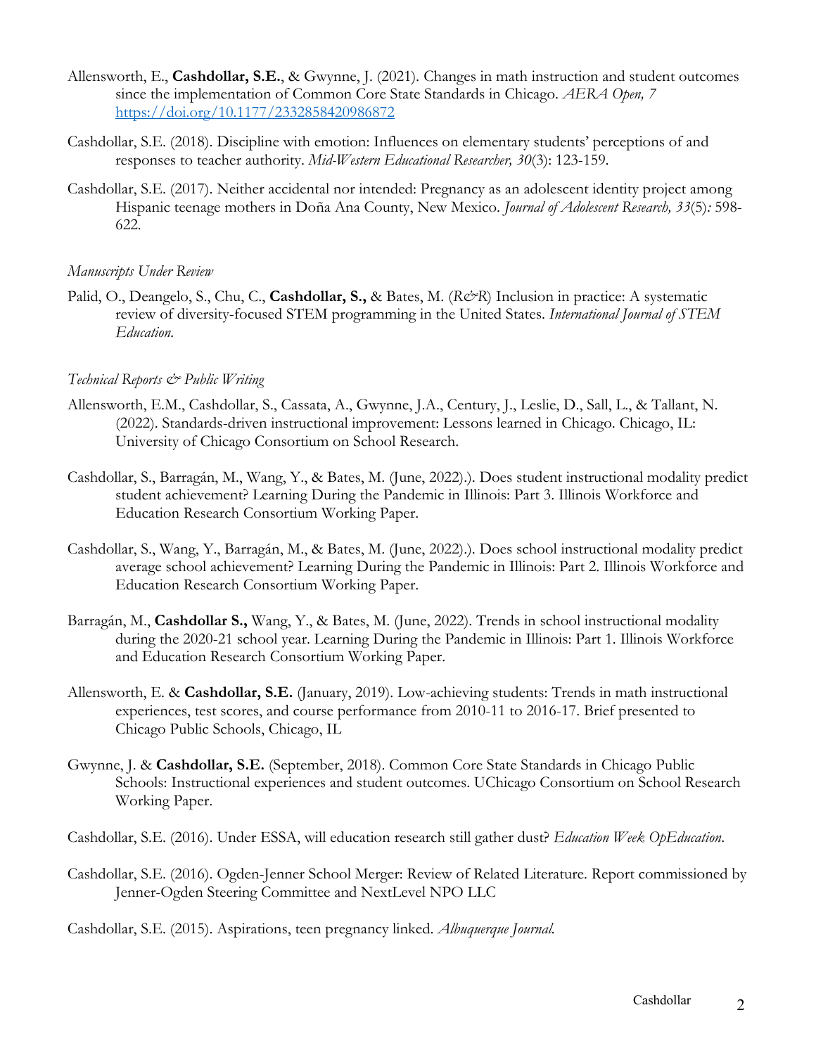Allensworth, E., **Cashdollar, S.E.**, & Gwynne, J. (2021). Changes in math instruction and student outcomes since the implementation of Common Core State Standards in Chicago. *AERA Open, 7* https://doi.org/10.1177/2332858420986872

Cashdollar, S.E. (2018). Discipline with emotion: Influences on elementary students' perceptions of and responses to teacher authority. *Mid-Western Educational Researcher, 30*(3): 123-159.

Cashdollar, S.E. (2017). Neither accidental nor intended: Pregnancy as an adolescent identity project among Hispanic teenage mothers in Doña Ana County, New Mexico. *Journal of Adolescent Research, 33*(5)*:* 598-622.

*Manuscripts Under Review*

Palid, O., Deangelo, S., Chu, C., **Cashdollar, S.,** & Bates, M. (*R&R*) Inclusion in practice: A systematic review of diversity-focused STEM programming in the United States. *International Journal of STEM Education.*

*Technical Reports & Public Writing*

Allensworth, E.M., Cashdollar, S., Cassata, A., Gwynne, J.A., Century, J., Leslie, D., Sall, L., & Tallant, N. (2022). Standards-driven instructional improvement: Lessons learned in Chicago. Chicago, IL: University of Chicago Consortium on School Research.

Cashdollar, S., Barragán, M., Wang, Y., & Bates, M. (June, 2022).). Does student instructional modality predict student achievement? Learning During the Pandemic in Illinois: Part 3. Illinois Workforce and Education Research Consortium Working Paper.

Cashdollar, S., Wang, Y., Barragán, M., & Bates, M. (June, 2022).). Does school instructional modality predict average school achievement? Learning During the Pandemic in Illinois: Part 2. Illinois Workforce and Education Research Consortium Working Paper.

Barragán, M., **Cashdollar S.,** Wang, Y., & Bates, M. (June, 2022). Trends in school instructional modality during the 2020-21 school year. Learning During the Pandemic in Illinois: Part 1. Illinois Workforce and Education Research Consortium Working Paper.

Allensworth, E. & **Cashdollar, S.E.** (January, 2019). Low-achieving students: Trends in math instructional experiences, test scores, and course performance from 2010-11 to 2016-17. Brief presented to Chicago Public Schools, Chicago, IL

Gwynne, J. & **Cashdollar, S.E.** (September, 2018). Common Core State Standards in Chicago Public Schools: Instructional experiences and student outcomes. UChicago Consortium on School Research Working Paper.

Cashdollar, S.E. (2016). Under ESSA, will education research still gather dust? *Education Week OpEducation*.

Cashdollar, S.E. (2016). Ogden-Jenner School Merger: Review of Related Literature. Report commissioned by Jenner-Ogden Steering Committee and NextLevel NPO LLC

Cashdollar, S.E. (2015). Aspirations, teen pregnancy linked. *Albuquerque Journal.*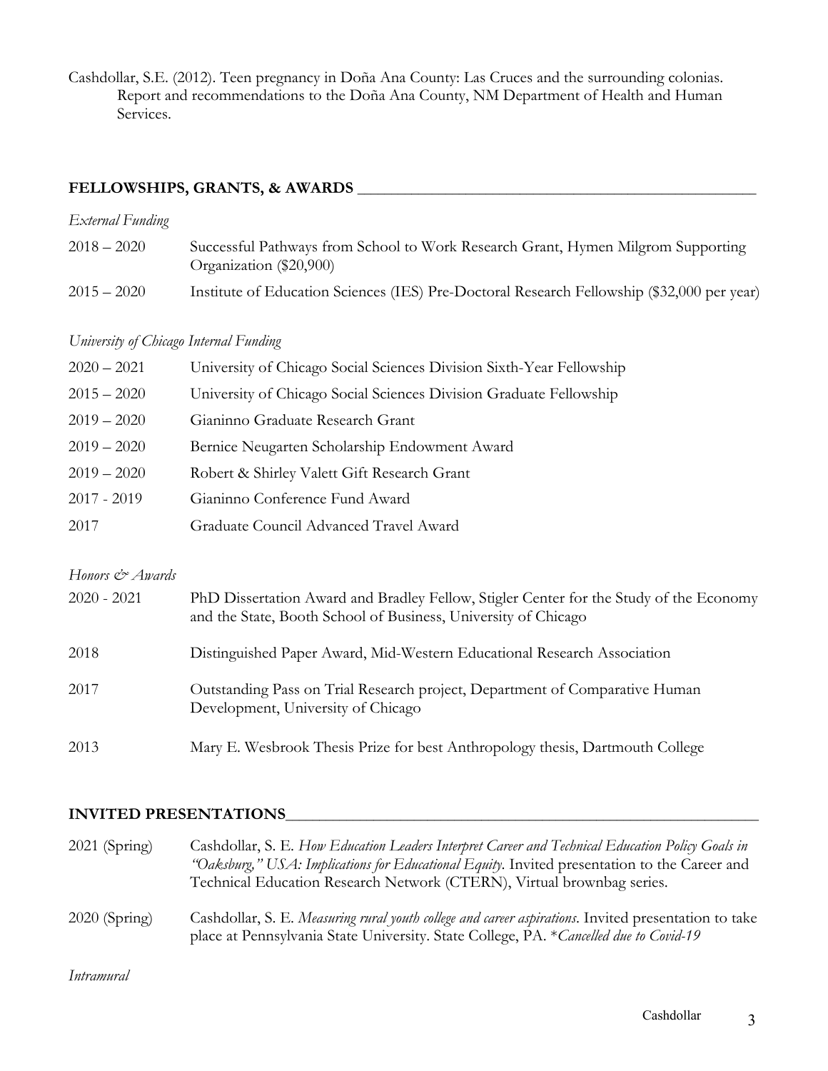Cashdollar, S.E. (2012). Teen pregnancy in Doña Ana County: Las Cruces and the surrounding colonias. Report and recommendations to the Doña Ana County, NM Department of Health and Human Services.

## FELLOWSHIPS, GRANTS, & AWARDS

*External Funding*

| | |
|---|---|
| 2018 – 2020 | Successful Pathways from School to Work Research Grant, Hymen Milgrom Supporting Organization ($20,900) |
| 2015 – 2020 | Institute of Education Sciences (IES) Pre-Doctoral Research Fellowship ($32,000 per year) |

*University of Chicago Internal Funding*

| | |
|---|---|
| 2020 – 2021 | University of Chicago Social Sciences Division Sixth-Year Fellowship |
| 2015 – 2020 | University of Chicago Social Sciences Division Graduate Fellowship |
| 2019 – 2020 | Gianinno Graduate Research Grant |
| 2019 – 2020 | Bernice Neugarten Scholarship Endowment Award |
| 2019 – 2020 | Robert & Shirley Valett Gift Research Grant |
| 2017 - 2019 | Gianinno Conference Fund Award |
| 2017 | Graduate Council Advanced Travel Award |

*Honors & Awards*

| | |
|---|---|
| 2020 - 2021 | PhD Dissertation Award and Bradley Fellow, Stigler Center for the Study of the Economy and the State, Booth School of Business, University of Chicago |
| 2018 | Distinguished Paper Award, Mid-Western Educational Research Association |
| 2017 | Outstanding Pass on Trial Research project, Department of Comparative Human Development, University of Chicago |
| 2013 | Mary E. Wesbrook Thesis Prize for best Anthropology thesis, Dartmouth College |

## INVITED PRESENTATIONS

| | |
|---|---|
| 2021 (Spring) | Cashdollar, S. E. *How Education Leaders Interpret Career and Technical Education Policy Goals in "Oaksburg," USA: Implications for Educational Equity.* Invited presentation to the Career and Technical Education Research Network (CTERN), Virtual brownbag series. |
| 2020 (Spring) | Cashdollar, S. E. *Measuring rural youth college and career aspirations*. Invited presentation to take place at Pennsylvania State University. State College, PA. \**Cancelled due to Covid-19* |

*Intramural*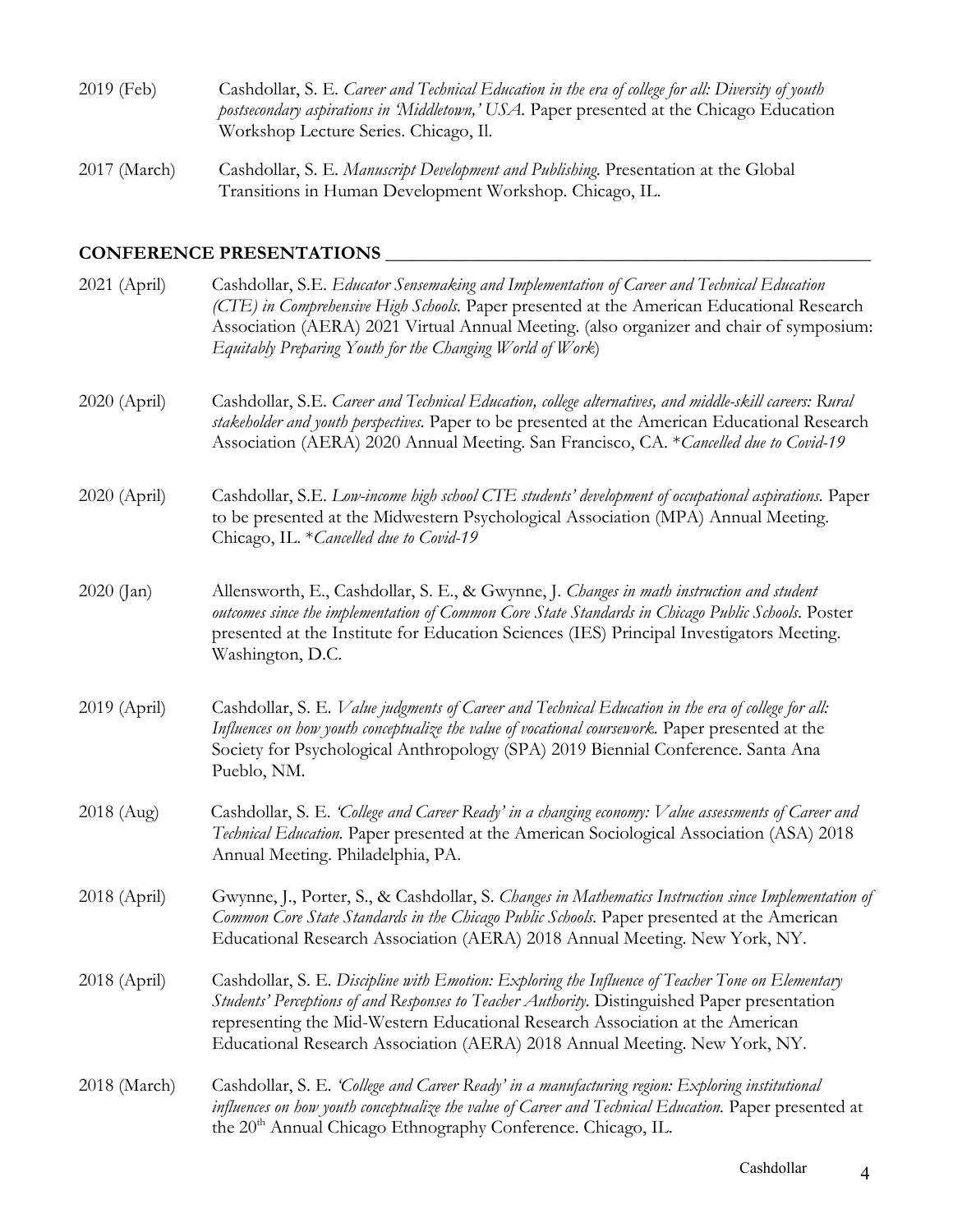2019 (Feb) Cashdollar, S. E. *Career and Technical Education in the era of college for all: Diversity of youth postsecondary aspirations in 'Middletown,' USA.* Paper presented at the Chicago Education Workshop Lecture Series. Chicago, Il.

2017 (March) Cashdollar, S. E. *Manuscript Development and Publishing.* Presentation at the Global Transitions in Human Development Workshop. Chicago, IL.

## CONFERENCE PRESENTATIONS

2021 (April) Cashdollar, S.E. *Educator Sensemaking and Implementation of Career and Technical Education (CTE) in Comprehensive High Schools.* Paper presented at the American Educational Research Association (AERA) 2021 Virtual Annual Meeting. (also organizer and chair of symposium: *Equitably Preparing Youth for the Changing World of Work*)

2020 (April) Cashdollar, S.E. *Career and Technical Education, college alternatives, and middle-skill careers: Rural stakeholder and youth perspectives.* Paper to be presented at the American Educational Research Association (AERA) 2020 Annual Meeting. San Francisco, CA. \**Cancelled due to Covid-19*

2020 (April) Cashdollar, S.E. *Low-income high school CTE students' development of occupational aspirations.* Paper to be presented at the Midwestern Psychological Association (MPA) Annual Meeting. Chicago, IL. \**Cancelled due to Covid-19*

2020 (Jan) Allensworth, E., Cashdollar, S. E., & Gwynne, J. *Changes in math instruction and student outcomes since the implementation of Common Core State Standards in Chicago Public Schools*. Poster presented at the Institute for Education Sciences (IES) Principal Investigators Meeting. Washington, D.C.

2019 (April) Cashdollar, S. E. *Value judgments of Career and Technical Education in the era of college for all: Influences on how youth conceptualize the value of vocational coursework.* Paper presented at the Society for Psychological Anthropology (SPA) 2019 Biennial Conference. Santa Ana Pueblo, NM.

2018 (Aug) Cashdollar, S. E. *'College and Career Ready' in a changing economy: Value assessments of Career and Technical Education.* Paper presented at the American Sociological Association (ASA) 2018 Annual Meeting. Philadelphia, PA.

2018 (April) Gwynne, J., Porter, S., & Cashdollar, S. *Changes in Mathematics Instruction since Implementation of Common Core State Standards in the Chicago Public Schools*. Paper presented at the American Educational Research Association (AERA) 2018 Annual Meeting. New York, NY.

2018 (April) Cashdollar, S. E. *Discipline with Emotion: Exploring the Influence of Teacher Tone on Elementary Students' Perceptions of and Responses to Teacher Authority.* Distinguished Paper presentation representing the Mid-Western Educational Research Association at the American Educational Research Association (AERA) 2018 Annual Meeting. New York, NY.

2018 (March) Cashdollar, S. E. *'College and Career Ready' in a manufacturing region: Exploring institutional influences on how youth conceptualize the value of Career and Technical Education.* Paper presented at the 20th Annual Chicago Ethnography Conference. Chicago, IL.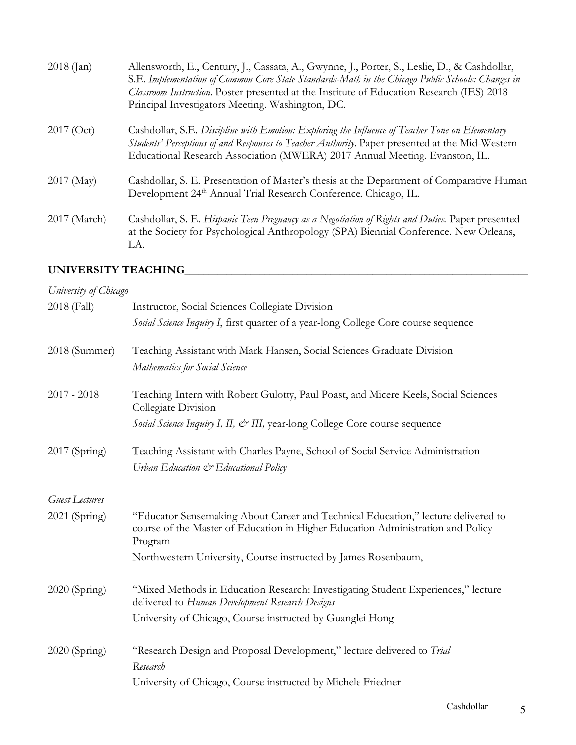2018 (Jan) Allensworth, E., Century, J., Cassata, A., Gwynne, J., Porter, S., Leslie, D., & Cashdollar, S.E. *Implementation of Common Core State Standards-Math in the Chicago Public Schools: Changes in Classroom Instruction.* Poster presented at the Institute of Education Research (IES) 2018 Principal Investigators Meeting. Washington, DC.

2017 (Oct) Cashdollar, S.E. *Discipline with Emotion: Exploring the Influence of Teacher Tone on Elementary Students' Perceptions of and Responses to Teacher Authority.* Paper presented at the Mid-Western Educational Research Association (MWERA) 2017 Annual Meeting. Evanston, IL.

2017 (May) Cashdollar, S. E. Presentation of Master's thesis at the Department of Comparative Human Development 24th Annual Trial Research Conference. Chicago, IL.

2017 (March) Cashdollar, S. E. *Hispanic Teen Pregnancy as a Negotiation of Rights and Duties.* Paper presented at the Society for Psychological Anthropology (SPA) Biennial Conference. New Orleans, LA.

## UNIVERSITY TEACHING

*University of Chicago*

2018 (Fall) Instructor, Social Sciences Collegiate Division
*Social Science Inquiry I*, first quarter of a year-long College Core course sequence

2018 (Summer) Teaching Assistant with Mark Hansen, Social Sciences Graduate Division
*Mathematics for Social Science*

2017 - 2018 Teaching Intern with Robert Gulotty, Paul Poast, and Micere Keels, Social Sciences Collegiate Division
*Social Science Inquiry I, II, & III,* year-long College Core course sequence

2017 (Spring) Teaching Assistant with Charles Payne, School of Social Service Administration
*Urban Education & Educational Policy*

*Guest Lectures*

2021 (Spring) "Educator Sensemaking About Career and Technical Education," lecture delivered to course of the Master of Education in Higher Education Administration and Policy Program
Northwestern University, Course instructed by James Rosenbaum,

2020 (Spring) "Mixed Methods in Education Research: Investigating Student Experiences," lecture delivered to *Human Development Research Designs*
University of Chicago, Course instructed by Guanglei Hong

2020 (Spring) "Research Design and Proposal Development," lecture delivered to *Trial Research*
University of Chicago, Course instructed by Michele Friedner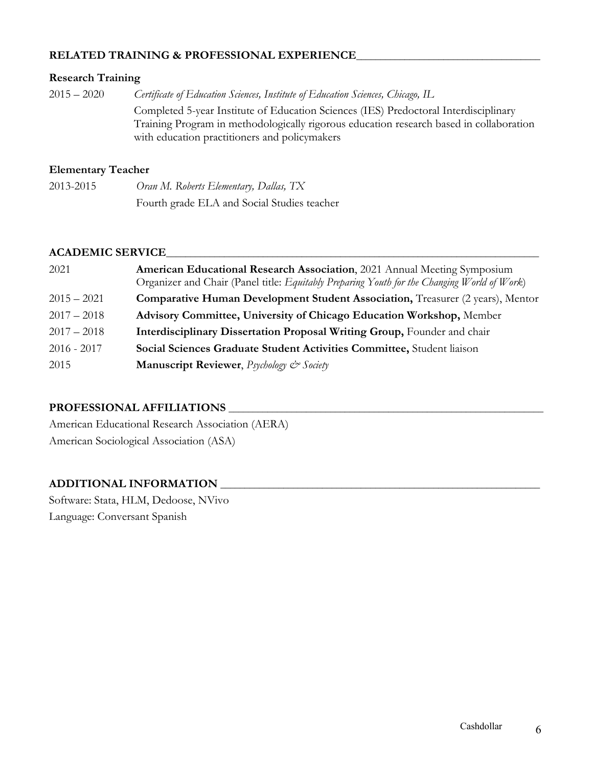## RELATED TRAINING & PROFESSIONAL EXPERIENCE

### Research Training

2015 – 2020 *Certificate of Education Sciences, Institute of Education Sciences, Chicago, IL*

Completed 5-year Institute of Education Sciences (IES) Predoctoral Interdisciplinary Training Program in methodologically rigorous education research based in collaboration with education practitioners and policymakers

### Elementary Teacher

2013-2015 *Oran M. Roberts Elementary, Dallas, TX*

Fourth grade ELA and Social Studies teacher

## ACADEMIC SERVICE

2021 **American Educational Research Association**, 2021 Annual Meeting Symposium Organizer and Chair (Panel title: *Equitably Preparing Youth for the Changing World of Work*)

2015 – 2021 **Comparative Human Development Student Association,** Treasurer (2 years), Mentor

2017 – 2018 **Advisory Committee, University of Chicago Education Workshop,** Member

2017 – 2018 **Interdisciplinary Dissertation Proposal Writing Group,** Founder and chair

2016 - 2017 **Social Sciences Graduate Student Activities Committee,** Student liaison

2015 **Manuscript Reviewer**, *Psychology & Society*

## PROFESSIONAL AFFILIATIONS

American Educational Research Association (AERA)

American Sociological Association (ASA)

## ADDITIONAL INFORMATION

Software: Stata, HLM, Dedoose, NVivo

Language: Conversant Spanish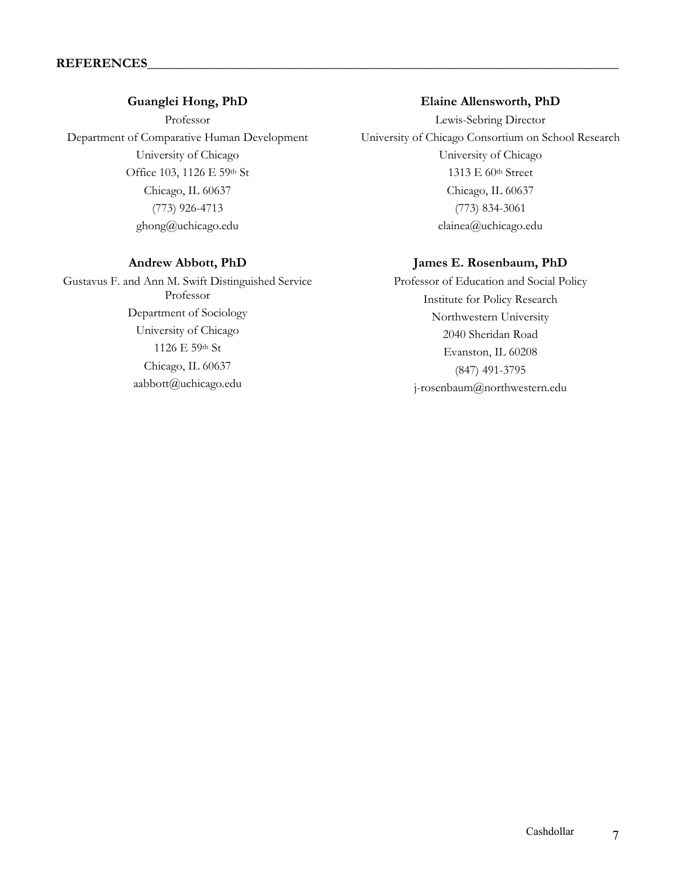## REFERENCES

**Guanglei Hong, PhD**
Professor
Department of Comparative Human Development
University of Chicago
Office 103, 1126 E 59th St
Chicago, IL 60637
(773) 926-4713
ghong@uchicago.edu

**Elaine Allensworth, PhD**
Lewis-Sebring Director
University of Chicago Consortium on School Research
University of Chicago
1313 E 60th Street
Chicago, IL 60637
(773) 834-3061
elainea@uchicago.edu

**Andrew Abbott, PhD**
Gustavus F. and Ann M. Swift Distinguished Service Professor
Department of Sociology
University of Chicago
1126 E 59th St
Chicago, IL 60637
aabbott@uchicago.edu

**James E. Rosenbaum, PhD**
Professor of Education and Social Policy
Institute for Policy Research
Northwestern University
2040 Sheridan Road
Evanston, IL 60208
(847) 491-3795
j-rosenbaum@northwestern.edu